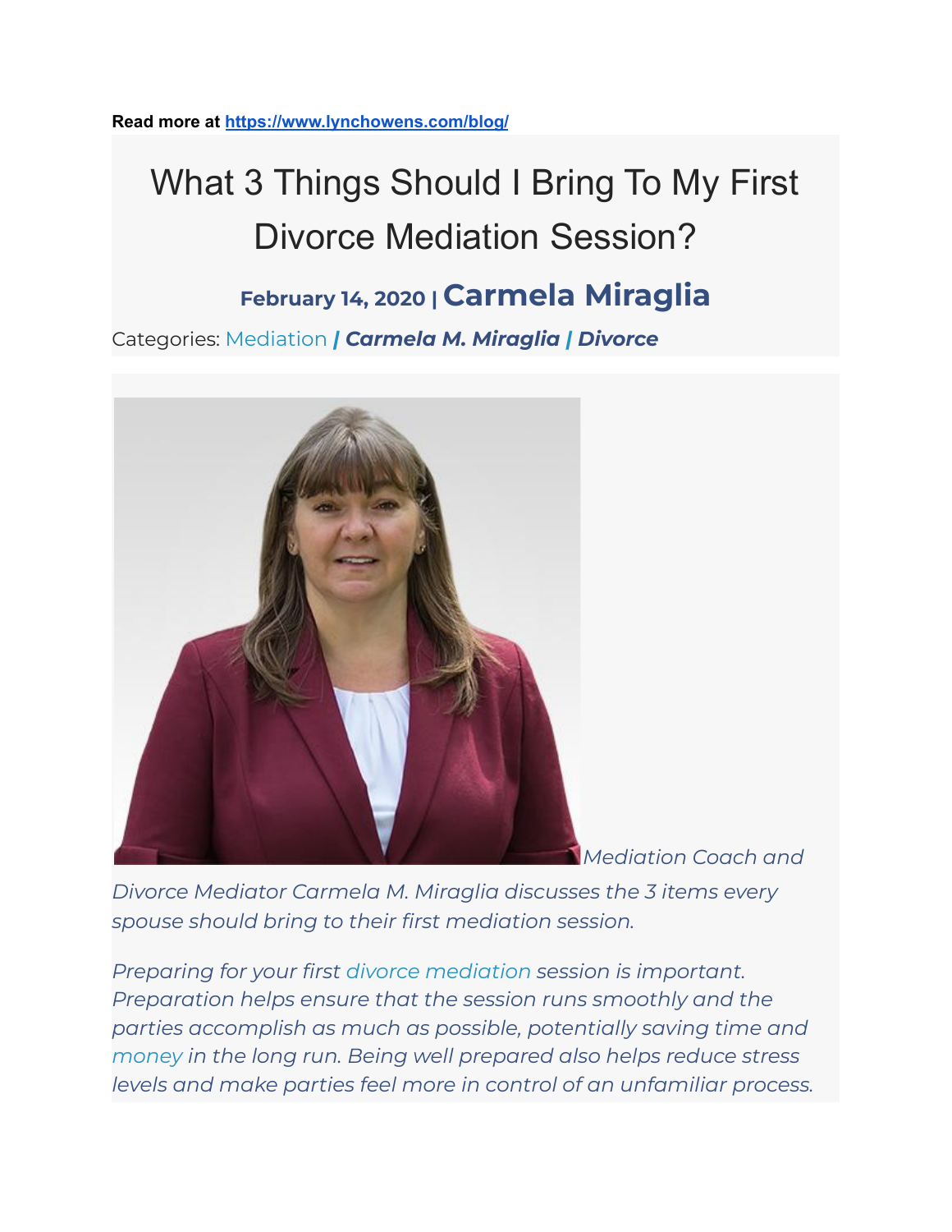**Read more at [https://www.lynchowens.com/blog/](https://www.lynchowens.com/blog/)**

# What 3 Things Should I Bring To My First Divorce Mediation Session?

**February 14, 2020 | Carmela Miraglia**

Categories: Mediation | ***Carmela M. Miraglia*** | ***Divorce***

*Mediation Coach and Divorce Mediator Carmela M. Miraglia discusses the 3 items every spouse should bring to their first mediation session.*

*Preparing for your first divorce mediation session is important. Preparation helps ensure that the session runs smoothly and the parties accomplish as much as possible, potentially saving time and money in the long run. Being well prepared also helps reduce stress levels and make parties feel more in control of an unfamiliar process.*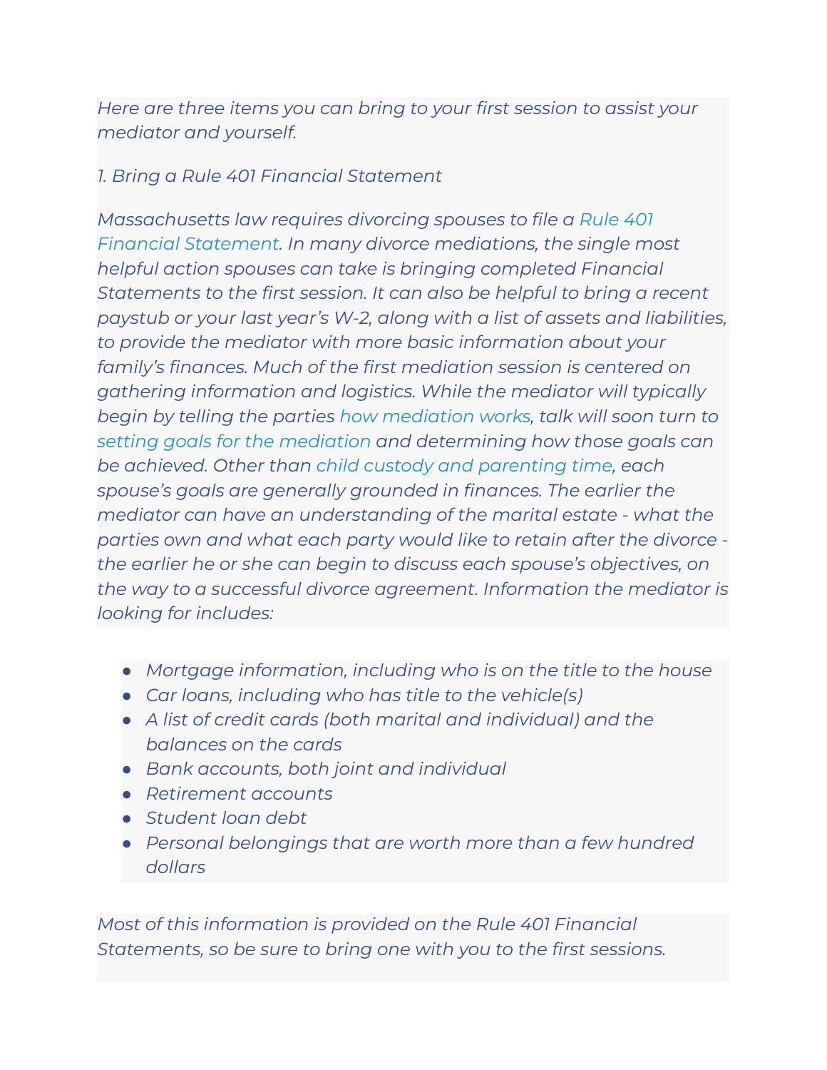*Here are three items you can bring to your first session to assist your mediator and yourself.*

*1. Bring a Rule 401 Financial Statement*

*Massachusetts law requires divorcing spouses to file a Rule 401 Financial Statement. In many divorce mediations, the single most helpful action spouses can take is bringing completed Financial Statements to the first session. It can also be helpful to bring a recent paystub or your last year's W-2, along with a list of assets and liabilities, to provide the mediator with more basic information about your family's finances. Much of the first mediation session is centered on gathering information and logistics. While the mediator will typically begin by telling the parties how mediation works, talk will soon turn to setting goals for the mediation and determining how those goals can be achieved. Other than child custody and parenting time, each spouse's goals are generally grounded in finances. The earlier the mediator can have an understanding of the marital estate - what the parties own and what each party would like to retain after the divorce - the earlier he or she can begin to discuss each spouse's objectives, on the way to a successful divorce agreement. Information the mediator is looking for includes:*

- *Mortgage information, including who is on the title to the house*
- *Car loans, including who has title to the vehicle(s)*
- *A list of credit cards (both marital and individual) and the balances on the cards*
- *Bank accounts, both joint and individual*
- *Retirement accounts*
- *Student loan debt*
- *Personal belongings that are worth more than a few hundred dollars*

*Most of this information is provided on the Rule 401 Financial Statements, so be sure to bring one with you to the first sessions.*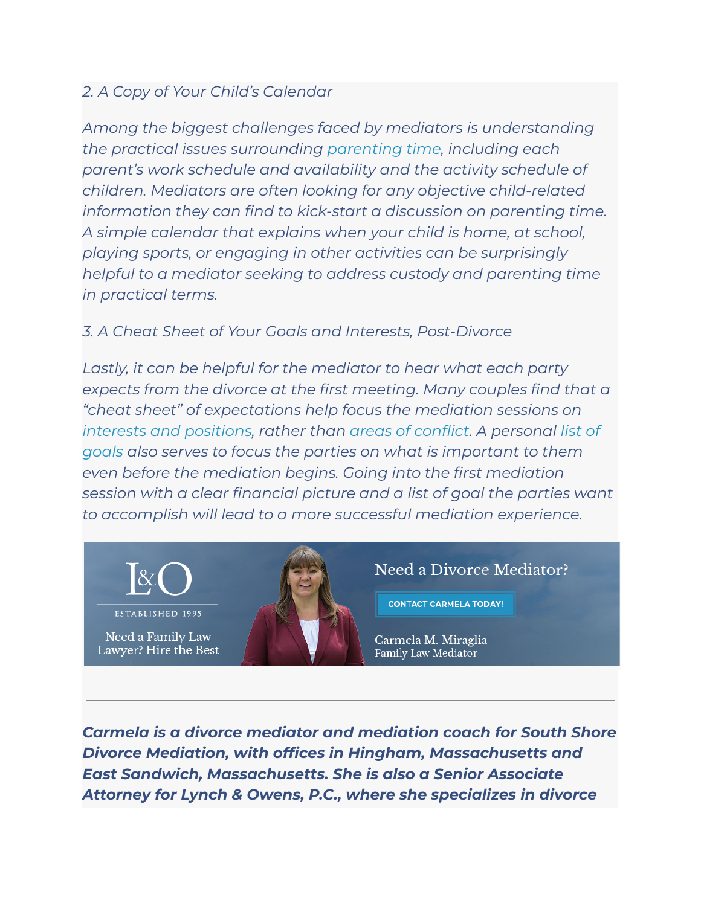*2. A Copy of Your Child's Calendar*

*Among the biggest challenges faced by mediators is understanding the practical issues surrounding parenting time, including each parent's work schedule and availability and the activity schedule of children. Mediators are often looking for any objective child-related information they can find to kick-start a discussion on parenting time. A simple calendar that explains when your child is home, at school, playing sports, or engaging in other activities can be surprisingly helpful to a mediator seeking to address custody and parenting time in practical terms.*

*3. A Cheat Sheet of Your Goals and Interests, Post-Divorce*

*Lastly, it can be helpful for the mediator to hear what each party expects from the divorce at the first meeting. Many couples find that a "cheat sheet" of expectations help focus the mediation sessions on interests and positions, rather than areas of conflict. A personal list of goals also serves to focus the parties on what is important to them even before the mediation begins. Going into the first mediation session with a clear financial picture and a list of goal the parties want to accomplish will lead to a more successful mediation experience.*

L&O
ESTABLISHED 1995
Need a Family Law Lawyer? Hire the Best

Need a Divorce Mediator?
CONTACT CARMELA TODAY!
Carmela M. Miraglia
Family Law Mediator

---

***Carmela is a divorce mediator and mediation coach for South Shore Divorce Mediation, with offices in Hingham, Massachusetts and East Sandwich, Massachusetts. She is also a Senior Associate Attorney for Lynch & Owens, P.C., where she specializes in divorce***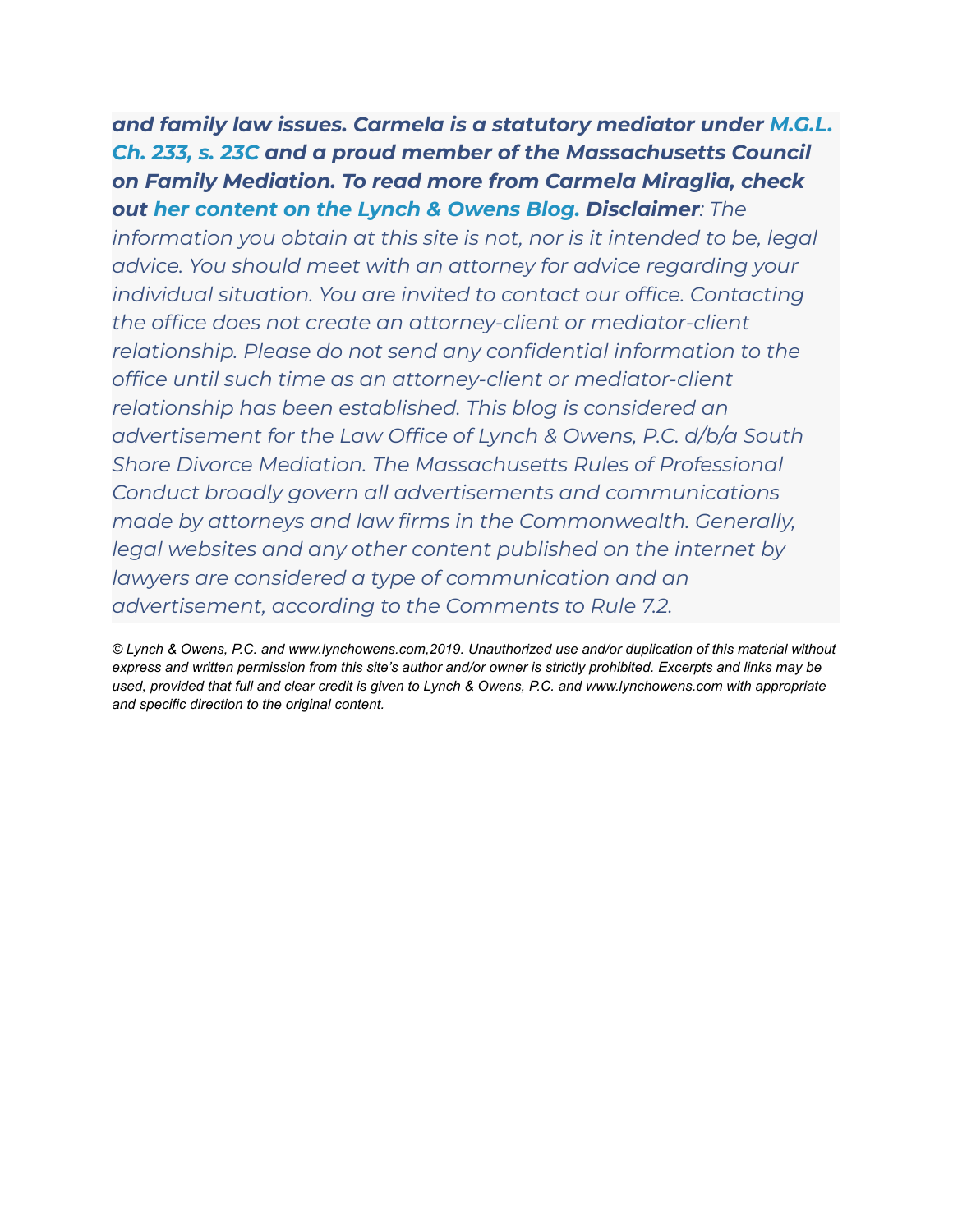***and family law issues. Carmela is a statutory mediator under M.G.L. Ch. 233, s. 23C and a proud member of the Massachusetts Council on Family Mediation. To read more from Carmela Miraglia, check out her content on the Lynch & Owens Blog. Disclaimer****: The information you obtain at this site is not, nor is it intended to be, legal advice. You should meet with an attorney for advice regarding your individual situation. You are invited to contact our office. Contacting the office does not create an attorney-client or mediator-client relationship. Please do not send any confidential information to the office until such time as an attorney-client or mediator-client relationship has been established. This blog is considered an advertisement for the Law Office of Lynch & Owens, P.C. d/b/a South Shore Divorce Mediation. The Massachusetts Rules of Professional Conduct broadly govern all advertisements and communications made by attorneys and law firms in the Commonwealth. Generally, legal websites and any other content published on the internet by lawyers are considered a type of communication and an advertisement, according to the Comments to Rule 7.2.*

*© Lynch & Owens, P.C. and www.lynchowens.com,2019. Unauthorized use and/or duplication of this material without express and written permission from this site's author and/or owner is strictly prohibited. Excerpts and links may be used, provided that full and clear credit is given to Lynch & Owens, P.C. and www.lynchowens.com with appropriate and specific direction to the original content.*